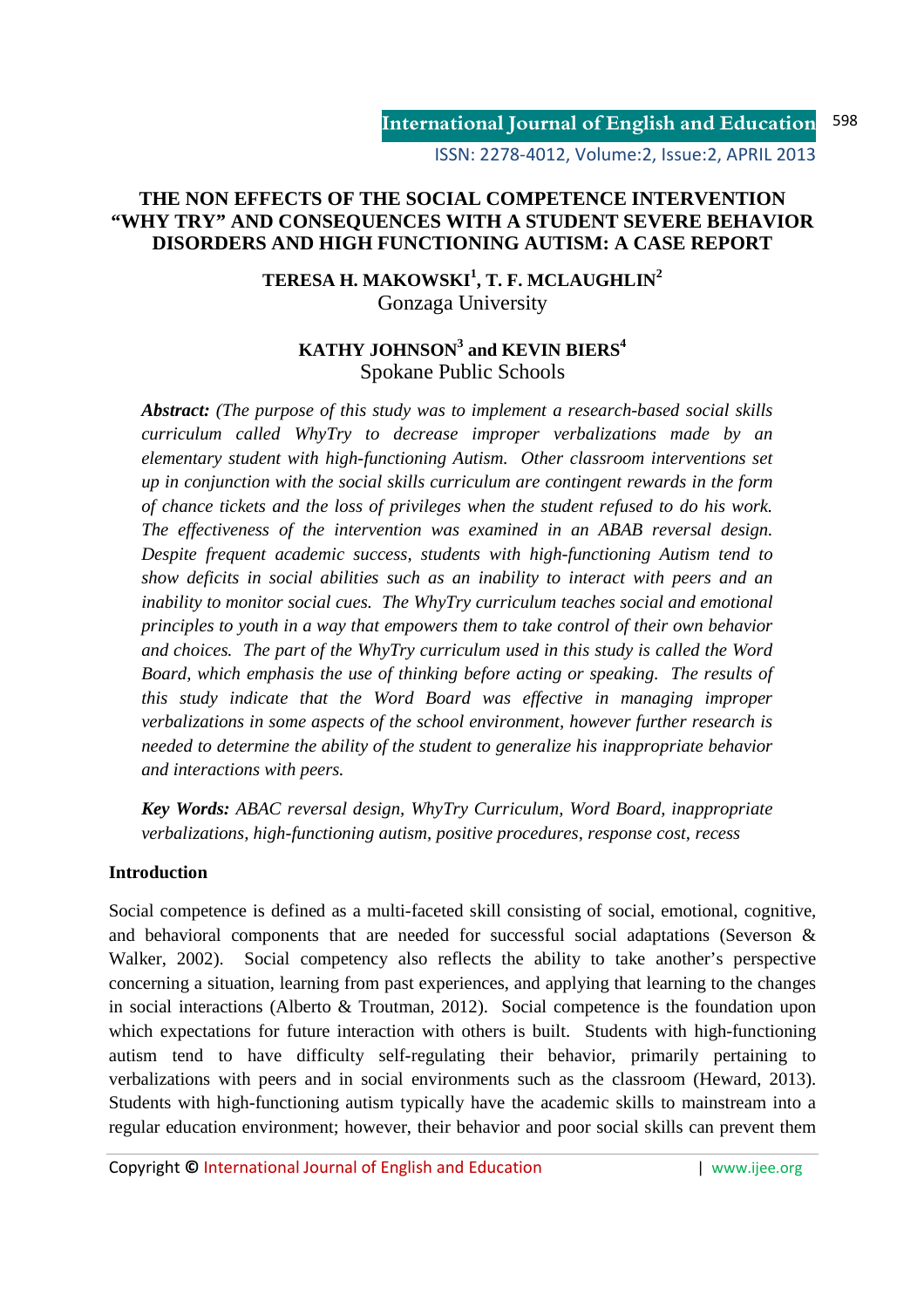# THE NON EFFECTS OF THE SOCIAL COMPETENCE INTERVENTION "WHY TRY" AND CONSEQUENCES WITH A STUDENT SEVERE BEHAVIOR DISORDERS AND HIGH FUNCTIONING AUTISM: A CASE REPORT

**TERESA H. MAKOWSKI[1], T. F. MCLAUGHLIN[2]**
Gonzaga University

**KATHY JOHNSON[3] and KEVIN BIERS[4]**
Spokane Public Schools

***Abstract:*** *(The purpose of this study was to implement a research-based social skills curriculum called WhyTry to decrease improper verbalizations made by an elementary student with high-functioning Autism. Other classroom interventions set up in conjunction with the social skills curriculum are contingent rewards in the form of chance tickets and the loss of privileges when the student refused to do his work. The effectiveness of the intervention was examined in an ABAB reversal design. Despite frequent academic success, students with high-functioning Autism tend to show deficits in social abilities such as an inability to interact with peers and an inability to monitor social cues. The WhyTry curriculum teaches social and emotional principles to youth in a way that empowers them to take control of their own behavior and choices. The part of the WhyTry curriculum used in this study is called the Word Board, which emphasis the use of thinking before acting or speaking. The results of this study indicate that the Word Board was effective in managing improper verbalizations in some aspects of the school environment, however further research is needed to determine the ability of the student to generalize his inappropriate behavior and interactions with peers.*

***Key Words:*** *ABAC reversal design, WhyTry Curriculum, Word Board, inappropriate verbalizations, high-functioning autism, positive procedures, response cost, recess*

## Introduction

Social competence is defined as a multi-faceted skill consisting of social, emotional, cognitive, and behavioral components that are needed for successful social adaptations (Severson & Walker, 2002). Social competency also reflects the ability to take another's perspective concerning a situation, learning from past experiences, and applying that learning to the changes in social interactions (Alberto & Troutman, 2012). Social competence is the foundation upon which expectations for future interaction with others is built. Students with high-functioning autism tend to have difficulty self-regulating their behavior, primarily pertaining to verbalizations with peers and in social environments such as the classroom (Heward, 2013). Students with high-functioning autism typically have the academic skills to mainstream into a regular education environment; however, their behavior and poor social skills can prevent them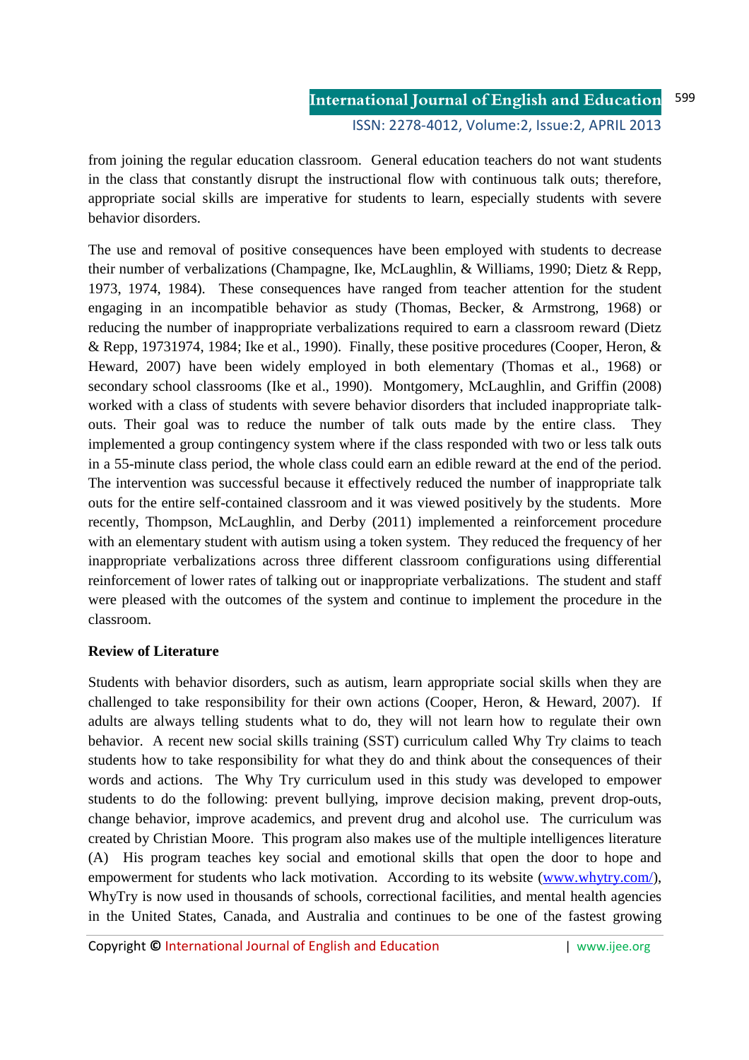from joining the regular education classroom. General education teachers do not want students in the class that constantly disrupt the instructional flow with continuous talk outs; therefore, appropriate social skills are imperative for students to learn, especially students with severe behavior disorders.

The use and removal of positive consequences have been employed with students to decrease their number of verbalizations (Champagne, Ike, McLaughlin, & Williams, 1990; Dietz & Repp, 1973, 1974, 1984). These consequences have ranged from teacher attention for the student engaging in an incompatible behavior as study (Thomas, Becker, & Armstrong, 1968) or reducing the number of inappropriate verbalizations required to earn a classroom reward (Dietz & Repp, 19731974, 1984; Ike et al., 1990). Finally, these positive procedures (Cooper, Heron, & Heward, 2007) have been widely employed in both elementary (Thomas et al., 1968) or secondary school classrooms (Ike et al., 1990). Montgomery, McLaughlin, and Griffin (2008) worked with a class of students with severe behavior disorders that included inappropriate talk-outs. Their goal was to reduce the number of talk outs made by the entire class. They implemented a group contingency system where if the class responded with two or less talk outs in a 55-minute class period, the whole class could earn an edible reward at the end of the period. The intervention was successful because it effectively reduced the number of inappropriate talk outs for the entire self-contained classroom and it was viewed positively by the students. More recently, Thompson, McLaughlin, and Derby (2011) implemented a reinforcement procedure with an elementary student with autism using a token system. They reduced the frequency of her inappropriate verbalizations across three different classroom configurations using differential reinforcement of lower rates of talking out or inappropriate verbalizations. The student and staff were pleased with the outcomes of the system and continue to implement the procedure in the classroom.

**Review of Literature**

Students with behavior disorders, such as autism, learn appropriate social skills when they are challenged to take responsibility for their own actions (Cooper, Heron, & Heward, 2007). If adults are always telling students what to do, they will not learn how to regulate their own behavior. A recent new social skills training (SST) curriculum called Why Tr*y* claims to teach students how to take responsibility for what they do and think about the consequences of their words and actions. The Why Try curriculum used in this study was developed to empower students to do the following: prevent bullying, improve decision making, prevent drop-outs, change behavior, improve academics, and prevent drug and alcohol use. The curriculum was created by Christian Moore. This program also makes use of the multiple intelligences literature (A) His program teaches key social and emotional skills that open the door to hope and empowerment for students who lack motivation. According to its website (www.whytry.com/), WhyTry is now used in thousands of schools, correctional facilities, and mental health agencies in the United States, Canada, and Australia and continues to be one of the fastest growing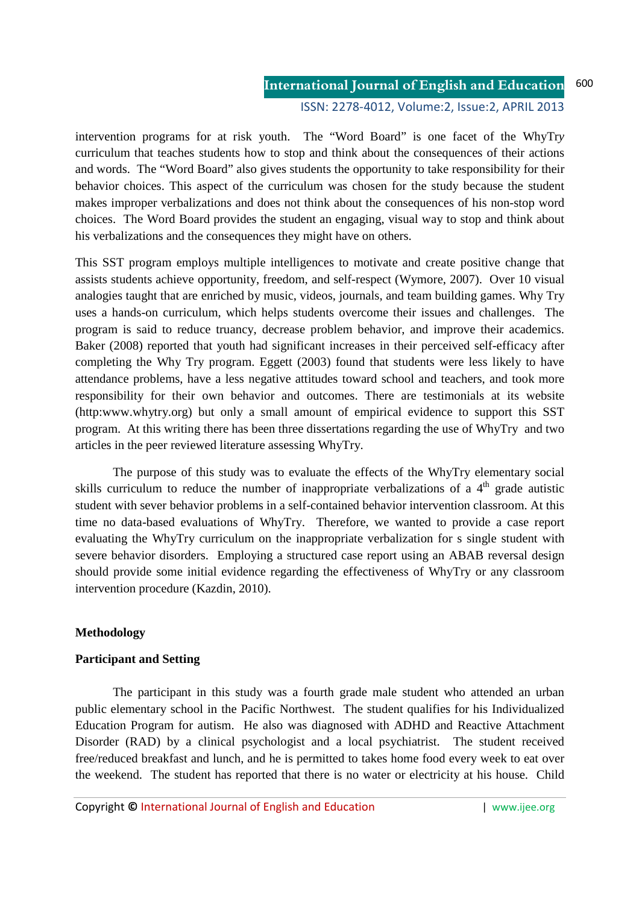intervention programs for at risk youth. The "Word Board" is one facet of the WhyTr*y* curriculum that teaches students how to stop and think about the consequences of their actions and words. The "Word Board" also gives students the opportunity to take responsibility for their behavior choices. This aspect of the curriculum was chosen for the study because the student makes improper verbalizations and does not think about the consequences of his non-stop word choices. The Word Board provides the student an engaging, visual way to stop and think about his verbalizations and the consequences they might have on others.

This SST program employs multiple intelligences to motivate and create positive change that assists students achieve opportunity, freedom, and self-respect (Wymore, 2007). Over 10 visual analogies taught that are enriched by music, videos, journals, and team building games. Why Try uses a hands-on curriculum, which helps students overcome their issues and challenges. The program is said to reduce truancy, decrease problem behavior, and improve their academics. Baker (2008) reported that youth had significant increases in their perceived self-efficacy after completing the Why Try program. Eggett (2003) found that students were less likely to have attendance problems, have a less negative attitudes toward school and teachers, and took more responsibility for their own behavior and outcomes. There are testimonials at its website (http:www.whytry.org) but only a small amount of empirical evidence to support this SST program. At this writing there has been three dissertations regarding the use of WhyTry and two articles in the peer reviewed literature assessing WhyTry.

The purpose of this study was to evaluate the effects of the WhyTry elementary social skills curriculum to reduce the number of inappropriate verbalizations of a 4th grade autistic student with sever behavior problems in a self-contained behavior intervention classroom. At this time no data-based evaluations of WhyTry. Therefore, we wanted to provide a case report evaluating the WhyTry curriculum on the inappropriate verbalization for s single student with severe behavior disorders. Employing a structured case report using an ABAB reversal design should provide some initial evidence regarding the effectiveness of WhyTry or any classroom intervention procedure (Kazdin, 2010).

## Methodology

### Participant and Setting

The participant in this study was a fourth grade male student who attended an urban public elementary school in the Pacific Northwest. The student qualifies for his Individualized Education Program for autism. He also was diagnosed with ADHD and Reactive Attachment Disorder (RAD) by a clinical psychologist and a local psychiatrist. The student received free/reduced breakfast and lunch, and he is permitted to takes home food every week to eat over the weekend. The student has reported that there is no water or electricity at his house. Child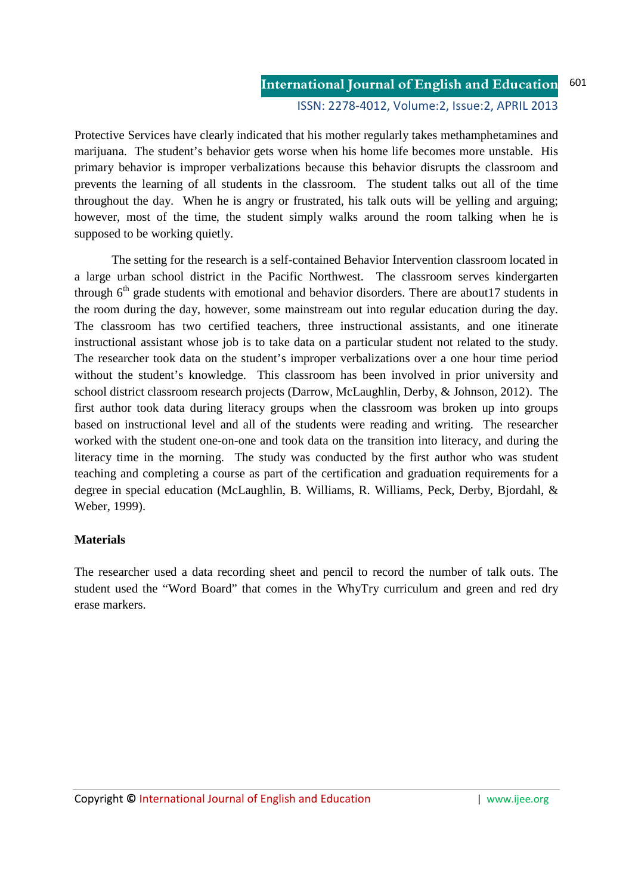Protective Services have clearly indicated that his mother regularly takes methamphetamines and marijuana. The student's behavior gets worse when his home life becomes more unstable. His primary behavior is improper verbalizations because this behavior disrupts the classroom and prevents the learning of all students in the classroom. The student talks out all of the time throughout the day. When he is angry or frustrated, his talk outs will be yelling and arguing; however, most of the time, the student simply walks around the room talking when he is supposed to be working quietly.

The setting for the research is a self-contained Behavior Intervention classroom located in a large urban school district in the Pacific Northwest. The classroom serves kindergarten through 6th grade students with emotional and behavior disorders. There are about17 students in the room during the day, however, some mainstream out into regular education during the day. The classroom has two certified teachers, three instructional assistants, and one itinerate instructional assistant whose job is to take data on a particular student not related to the study. The researcher took data on the student's improper verbalizations over a one hour time period without the student's knowledge. This classroom has been involved in prior university and school district classroom research projects (Darrow, McLaughlin, Derby, & Johnson, 2012). The first author took data during literacy groups when the classroom was broken up into groups based on instructional level and all of the students were reading and writing. The researcher worked with the student one-on-one and took data on the transition into literacy, and during the literacy time in the morning. The study was conducted by the first author who was student teaching and completing a course as part of the certification and graduation requirements for a degree in special education (McLaughlin, B. Williams, R. Williams, Peck, Derby, Bjordahl, & Weber, 1999).

**Materials**

The researcher used a data recording sheet and pencil to record the number of talk outs. The student used the "Word Board" that comes in the WhyTry curriculum and green and red dry erase markers.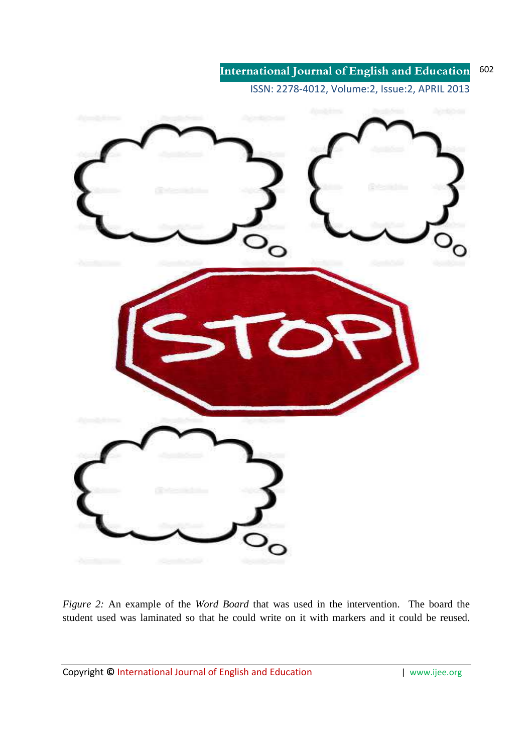STOP

*Figure 2:* An example of the *Word Board* that was used in the intervention. The board the student used was laminated so that he could write on it with markers and it could be reused.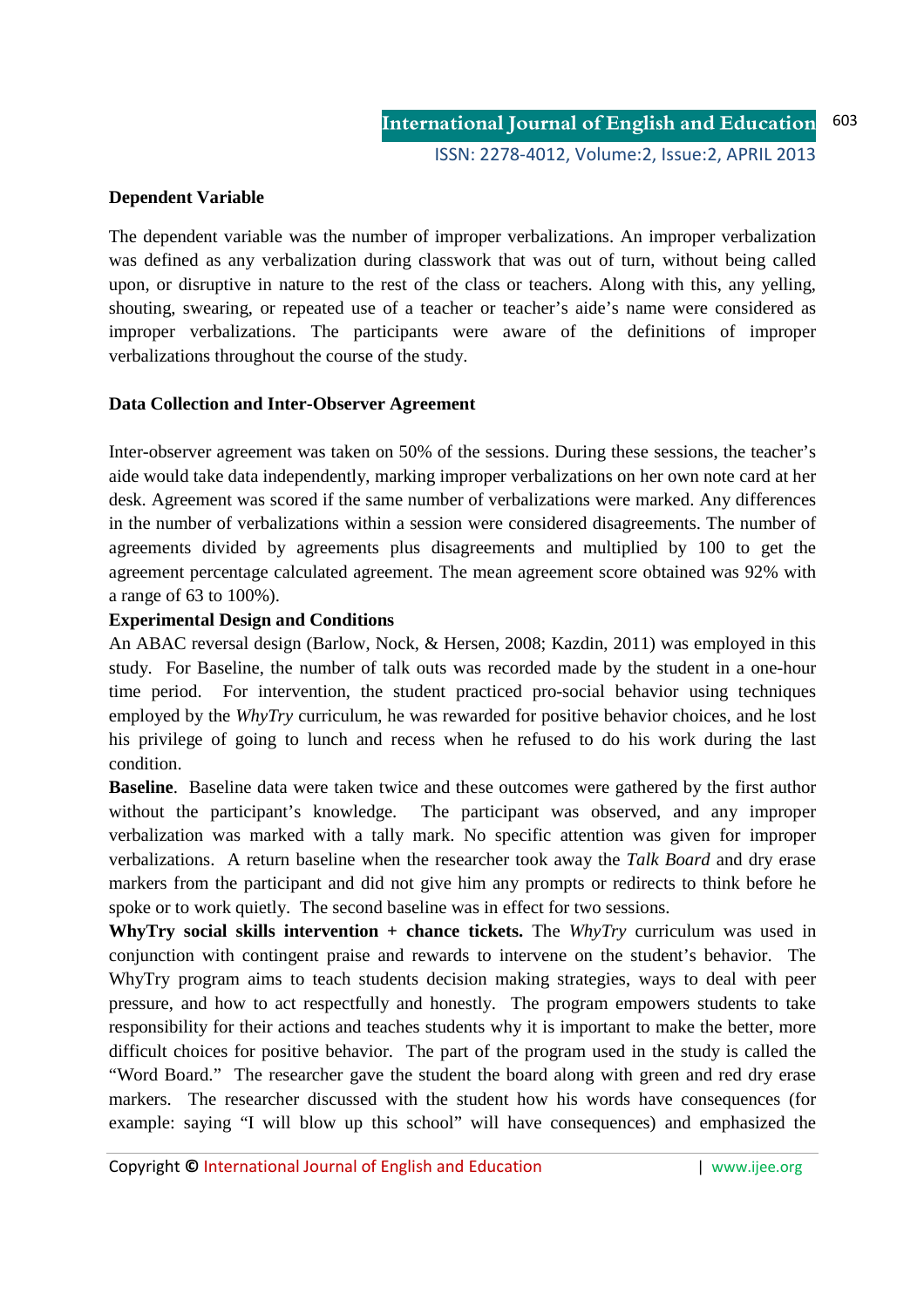**Dependent Variable**

The dependent variable was the number of improper verbalizations. An improper verbalization was defined as any verbalization during classwork that was out of turn, without being called upon, or disruptive in nature to the rest of the class or teachers. Along with this, any yelling, shouting, swearing, or repeated use of a teacher or teacher's aide's name were considered as improper verbalizations. The participants were aware of the definitions of improper verbalizations throughout the course of the study.

**Data Collection and Inter-Observer Agreement**

Inter-observer agreement was taken on 50% of the sessions. During these sessions, the teacher's aide would take data independently, marking improper verbalizations on her own note card at her desk. Agreement was scored if the same number of verbalizations were marked. Any differences in the number of verbalizations within a session were considered disagreements. The number of agreements divided by agreements plus disagreements and multiplied by 100 to get the agreement percentage calculated agreement. The mean agreement score obtained was 92% with a range of 63 to 100%).

**Experimental Design and Conditions**

An ABAC reversal design (Barlow, Nock, & Hersen, 2008; Kazdin, 2011) was employed in this study. For Baseline, the number of talk outs was recorded made by the student in a one-hour time period. For intervention, the student practiced pro-social behavior using techniques employed by the *WhyTry* curriculum, he was rewarded for positive behavior choices, and he lost his privilege of going to lunch and recess when he refused to do his work during the last condition.

**Baseline**. Baseline data were taken twice and these outcomes were gathered by the first author without the participant's knowledge. The participant was observed, and any improper verbalization was marked with a tally mark. No specific attention was given for improper verbalizations. A return baseline when the researcher took away the *Talk Board* and dry erase markers from the participant and did not give him any prompts or redirects to think before he spoke or to work quietly. The second baseline was in effect for two sessions.

**WhyTry social skills intervention + chance tickets.** The *WhyTry* curriculum was used in conjunction with contingent praise and rewards to intervene on the student's behavior. The WhyTry program aims to teach students decision making strategies, ways to deal with peer pressure, and how to act respectfully and honestly. The program empowers students to take responsibility for their actions and teaches students why it is important to make the better, more difficult choices for positive behavior. The part of the program used in the study is called the "Word Board." The researcher gave the student the board along with green and red dry erase markers. The researcher discussed with the student how his words have consequences (for example: saying "I will blow up this school" will have consequences) and emphasized the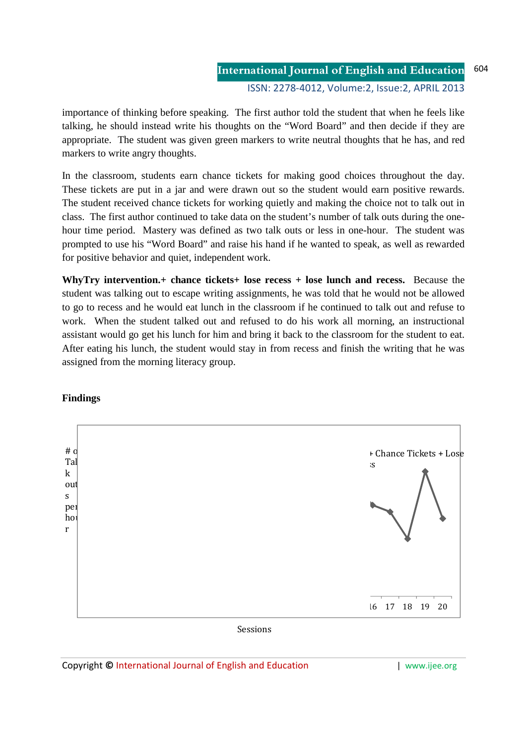importance of thinking before speaking. The first author told the student that when he feels like talking, he should instead write his thoughts on the "Word Board" and then decide if they are appropriate. The student was given green markers to write neutral thoughts that he has, and red markers to write angry thoughts.

In the classroom, students earn chance tickets for making good choices throughout the day. These tickets are put in a jar and were drawn out so the student would earn positive rewards. The student received chance tickets for working quietly and making the choice not to talk out in class. The first author continued to take data on the student's number of talk outs during the one-hour time period. Mastery was defined as two talk outs or less in one-hour. The student was prompted to use his "Word Board" and raise his hand if he wanted to speak, as well as rewarded for positive behavior and quiet, independent work.

**WhyTry intervention.+ chance tickets+ lose recess + lose lunch and recess.** Because the student was talking out to escape writing assignments, he was told that he would not be allowed to go to recess and he would eat lunch in the classroom if he continued to talk out and refuse to work. When the student talked out and refused to do his work all morning, an instructional assistant would go get his lunch for him and bring it back to the classroom for the student to eat. After eating his lunch, the student would stay in from recess and finish the writing that he was assigned from the morning literacy group.

**Findings**

# o Tal k out s per hou r

+ Chance Tickets + Lose
s

16 17 18 19 20

Sessions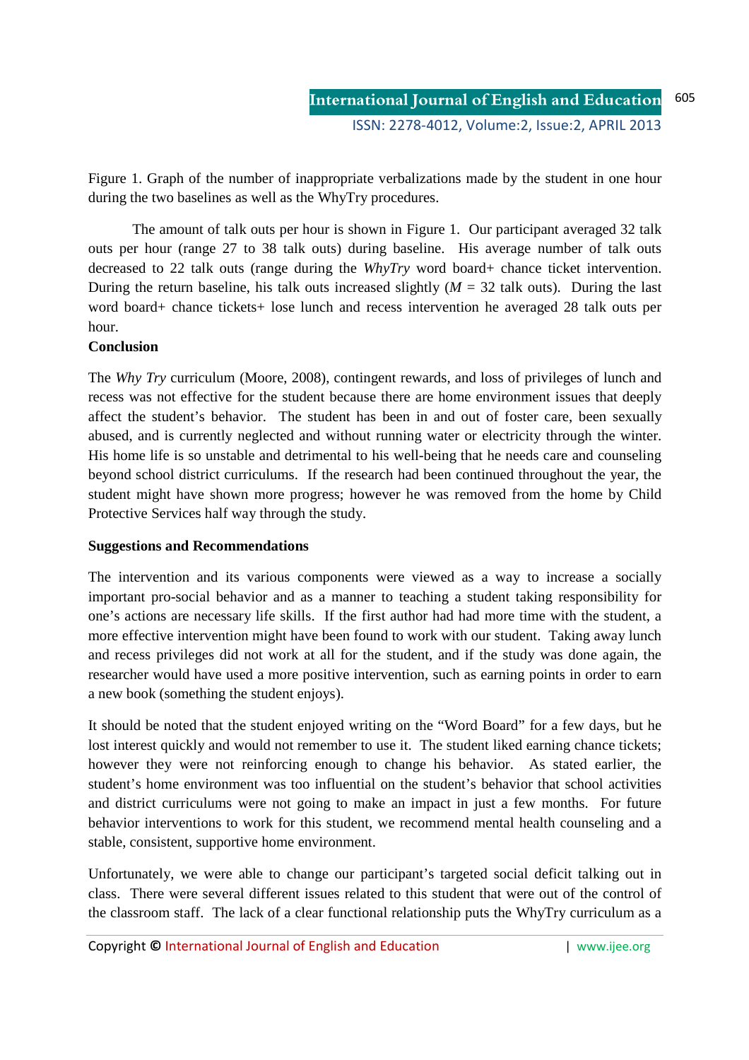Figure 1. Graph of the number of inappropriate verbalizations made by the student in one hour during the two baselines as well as the WhyTry procedures.

The amount of talk outs per hour is shown in Figure 1. Our participant averaged 32 talk outs per hour (range 27 to 38 talk outs) during baseline. His average number of talk outs decreased to 22 talk outs (range during the *WhyTry* word board+ chance ticket intervention. During the return baseline, his talk outs increased slightly ($M$ = 32 talk outs). During the last word board+ chance tickets+ lose lunch and recess intervention he averaged 28 talk outs per hour.

**Conclusion**

The *Why Try* curriculum (Moore, 2008), contingent rewards, and loss of privileges of lunch and recess was not effective for the student because there are home environment issues that deeply affect the student's behavior. The student has been in and out of foster care, been sexually abused, and is currently neglected and without running water or electricity through the winter. His home life is so unstable and detrimental to his well-being that he needs care and counseling beyond school district curriculums. If the research had been continued throughout the year, the student might have shown more progress; however he was removed from the home by Child Protective Services half way through the study.

**Suggestions and Recommendations**

The intervention and its various components were viewed as a way to increase a socially important pro-social behavior and as a manner to teaching a student taking responsibility for one's actions are necessary life skills. If the first author had had more time with the student, a more effective intervention might have been found to work with our student. Taking away lunch and recess privileges did not work at all for the student, and if the study was done again, the researcher would have used a more positive intervention, such as earning points in order to earn a new book (something the student enjoys).

It should be noted that the student enjoyed writing on the "Word Board" for a few days, but he lost interest quickly and would not remember to use it. The student liked earning chance tickets; however they were not reinforcing enough to change his behavior. As stated earlier, the student's home environment was too influential on the student's behavior that school activities and district curriculums were not going to make an impact in just a few months. For future behavior interventions to work for this student, we recommend mental health counseling and a stable, consistent, supportive home environment.

Unfortunately, we were able to change our participant's targeted social deficit talking out in class. There were several different issues related to this student that were out of the control of the classroom staff. The lack of a clear functional relationship puts the WhyTry curriculum as a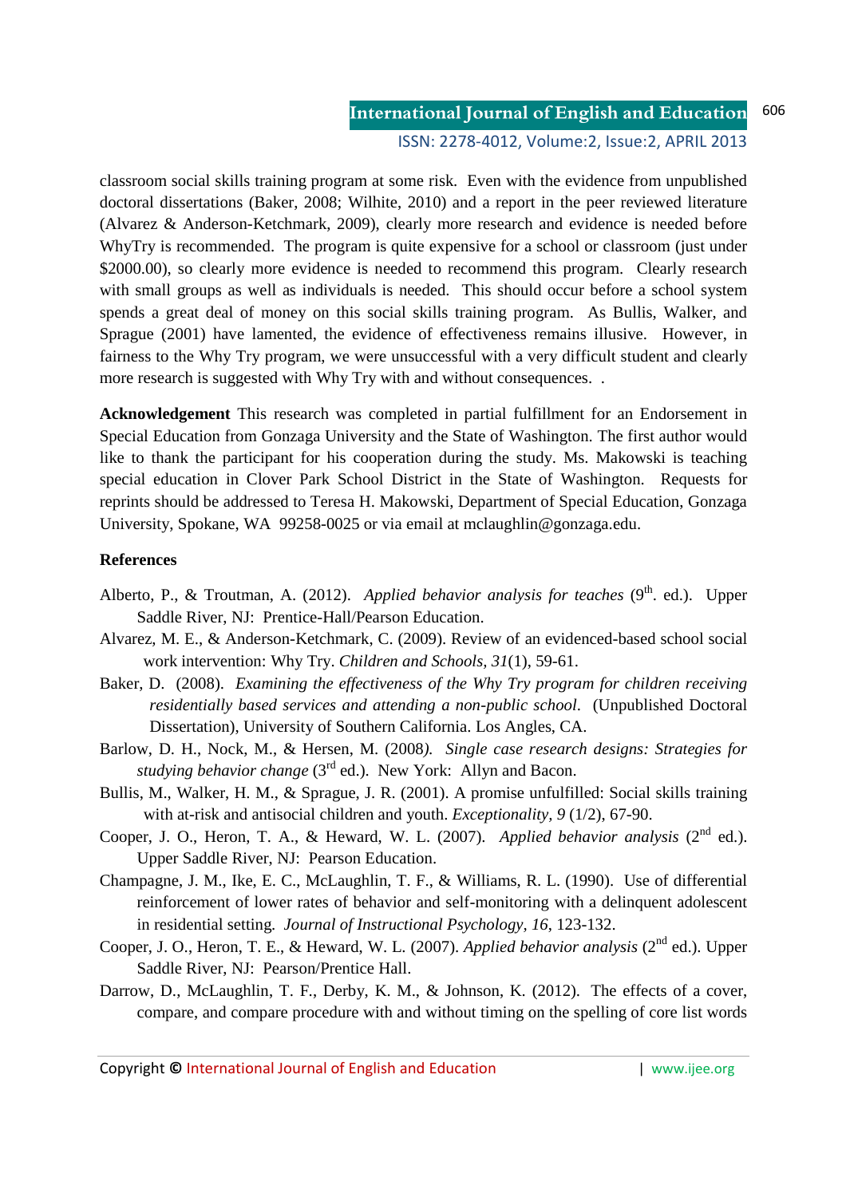classroom social skills training program at some risk. Even with the evidence from unpublished doctoral dissertations (Baker, 2008; Wilhite, 2010) and a report in the peer reviewed literature (Alvarez & Anderson-Ketchmark, 2009), clearly more research and evidence is needed before WhyTry is recommended. The program is quite expensive for a school or classroom (just under $2000.00), so clearly more evidence is needed to recommend this program. Clearly research with small groups as well as individuals is needed. This should occur before a school system spends a great deal of money on this social skills training program. As Bullis, Walker, and Sprague (2001) have lamented, the evidence of effectiveness remains illusive. However, in fairness to the Why Try program, we were unsuccessful with a very difficult student and clearly more research is suggested with Why Try with and without consequences. .

**Acknowledgement** This research was completed in partial fulfillment for an Endorsement in Special Education from Gonzaga University and the State of Washington. The first author would like to thank the participant for his cooperation during the study. Ms. Makowski is teaching special education in Clover Park School District in the State of Washington. Requests for reprints should be addressed to Teresa H. Makowski, Department of Special Education, Gonzaga University, Spokane, WA 99258-0025 or via email at mclaughlin@gonzaga.edu.

**References**

Alberto, P., & Troutman, A. (2012). *Applied behavior analysis for teaches* (9th. ed.). Upper Saddle River, NJ: Prentice-Hall/Pearson Education.

Alvarez, M. E., & Anderson-Ketchmark, C. (2009). Review of an evidenced-based school social work intervention: Why Try. *Children and Schools, 31*(1), 59-61.

Baker, D. (2008). *Examining the effectiveness of the Why Try program for children receiving residentially based services and attending a non-public school*. (Unpublished Doctoral Dissertation), University of Southern California. Los Angles, CA.

Barlow, D. H., Nock, M., & Hersen, M. (2008*). Single case research designs: Strategies for studying behavior change* (3rd ed.). New York: Allyn and Bacon.

Bullis, M., Walker, H. M., & Sprague, J. R. (2001). A promise unfulfilled: Social skills training with at-risk and antisocial children and youth. *Exceptionality, 9* (1/2), 67-90.

Cooper, J. O., Heron, T. A., & Heward, W. L. (2007). *Applied behavior analysis* (2nd ed.). Upper Saddle River, NJ: Pearson Education.

Champagne, J. M., Ike, E. C., McLaughlin, T. F., & Williams, R. L. (1990). Use of differential reinforcement of lower rates of behavior and self-monitoring with a delinquent adolescent in residential setting. *Journal of Instructional Psychology, 16*, 123-132.

Cooper, J. O., Heron, T. E., & Heward, W. L. (2007). *Applied behavior analysis* (2nd ed.). Upper Saddle River, NJ: Pearson/Prentice Hall.

Darrow, D., McLaughlin, T. F., Derby, K. M., & Johnson, K. (2012). The effects of a cover, compare, and compare procedure with and without timing on the spelling of core list words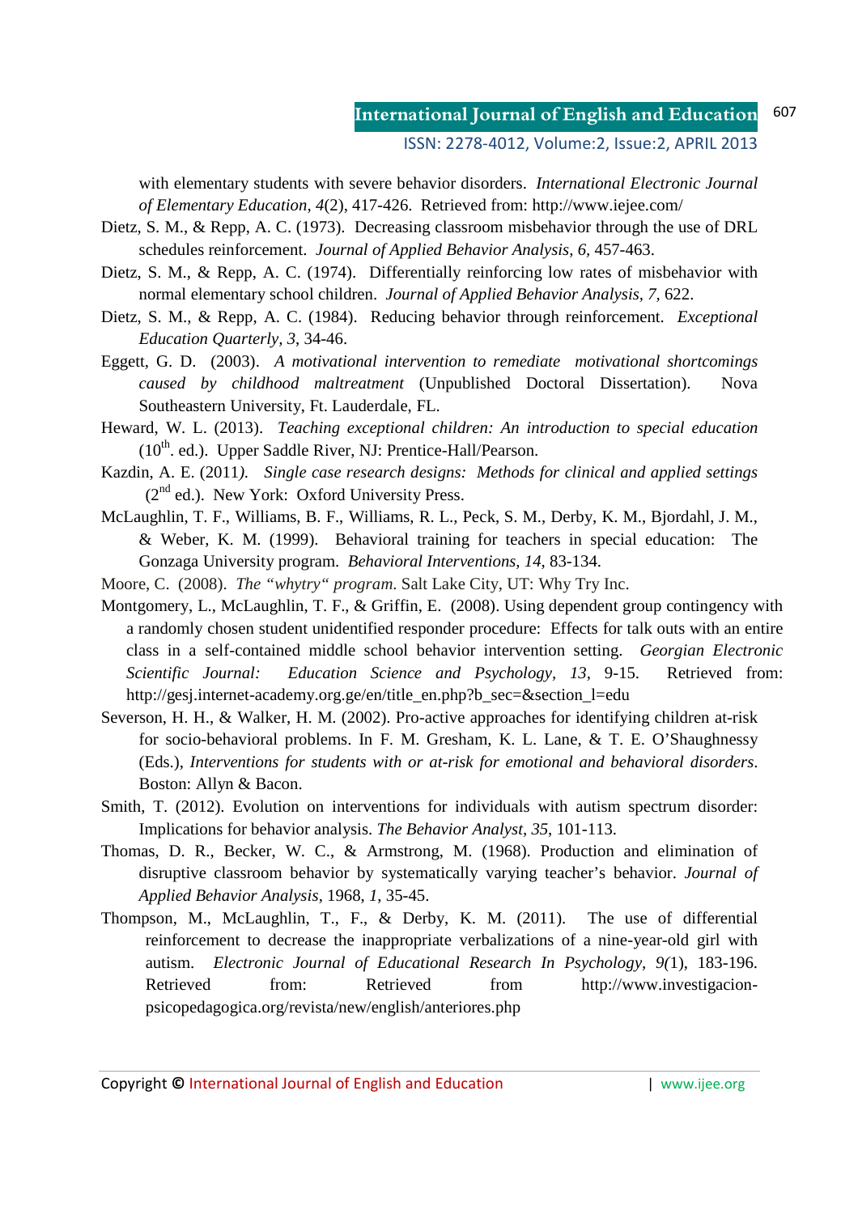with elementary students with severe behavior disorders. *International Electronic Journal of Elementary Education, 4*(2), 417-426. Retrieved from: http://www.iejee.com/

Dietz, S. M., & Repp, A. C. (1973). Decreasing classroom misbehavior through the use of DRL schedules reinforcement. *Journal of Applied Behavior Analysis, 6*, 457-463.

Dietz, S. M., & Repp, A. C. (1974). Differentially reinforcing low rates of misbehavior with normal elementary school children. *Journal of Applied Behavior Analysis, 7*, 622.

Dietz, S. M., & Repp, A. C. (1984). Reducing behavior through reinforcement. *Exceptional Education Quarterly, 3*, 34-46.

Eggett, G. D. (2003). *A motivational intervention to remediate motivational shortcomings caused by childhood maltreatment* (Unpublished Doctoral Dissertation). Nova Southeastern University, Ft. Lauderdale, FL.

Heward, W. L. (2013). *Teaching exceptional children: An introduction to special education* (10th. ed.). Upper Saddle River, NJ: Prentice-Hall/Pearson.

Kazdin, A. E. (2011). *Single case research designs: Methods for clinical and applied settings* (2nd ed.). New York: Oxford University Press.

McLaughlin, T. F., Williams, B. F., Williams, R. L., Peck, S. M., Derby, K. M., Bjordahl, J. M., & Weber, K. M. (1999). Behavioral training for teachers in special education: The Gonzaga University program. *Behavioral Interventions, 14*, 83-134.

Moore, C. (2008). *The "whytry" program*. Salt Lake City, UT: Why Try Inc.

Montgomery, L., McLaughlin, T. F., & Griffin, E. (2008). Using dependent group contingency with a randomly chosen student unidentified responder procedure: Effects for talk outs with an entire class in a self-contained middle school behavior intervention setting. *Georgian Electronic Scientific Journal: Education Science and Psychology, 13*, 9-15. Retrieved from: http://gesj.internet-academy.org.ge/en/title_en.php?b_sec=&section_l=edu

Severson, H. H., & Walker, H. M. (2002). Pro-active approaches for identifying children at-risk for socio-behavioral problems. In F. M. Gresham, K. L. Lane, & T. E. O'Shaughnessy (Eds.), *Interventions for students with or at-risk for emotional and behavioral disorders*. Boston: Allyn & Bacon.

Smith, T. (2012). Evolution on interventions for individuals with autism spectrum disorder: Implications for behavior analysis. *The Behavior Analyst, 35*, 101-113.

Thomas, D. R., Becker, W. C., & Armstrong, M. (1968). Production and elimination of disruptive classroom behavior by systematically varying teacher's behavior. *Journal of Applied Behavior Analysis*, 1968, *1*, 35-45.

Thompson, M., McLaughlin, T., F., & Derby, K. M. (2011). The use of differential reinforcement to decrease the inappropriate verbalizations of a nine-year-old girl with autism. *Electronic Journal of Educational Research In Psychology, 9*(1), 183-196. Retrieved from: Retrieved from http://www.investigacion-psicopedagogica.org/revista/new/english/anteriores.php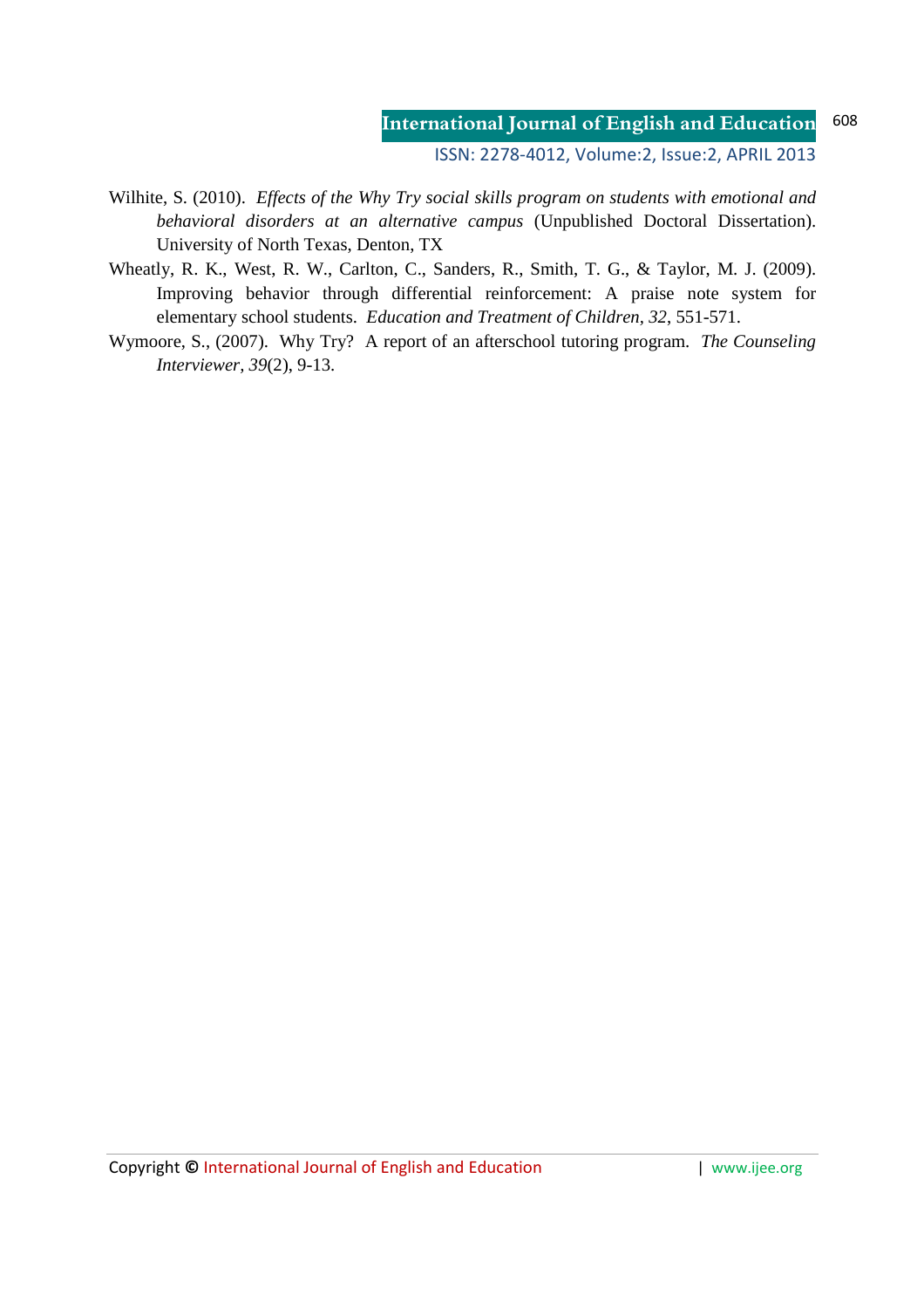Wilhite, S. (2010). *Effects of the Why Try social skills program on students with emotional and behavioral disorders at an alternative campus* (Unpublished Doctoral Dissertation). University of North Texas, Denton, TX

Wheatly, R. K., West, R. W., Carlton, C., Sanders, R., Smith, T. G., & Taylor, M. J. (2009). Improving behavior through differential reinforcement: A praise note system for elementary school students. *Education and Treatment of Children*, *32*, 551-571.

Wymoore, S., (2007). Why Try? A report of an afterschool tutoring program. *The Counseling Interviewer*, *39*(2), 9-13.